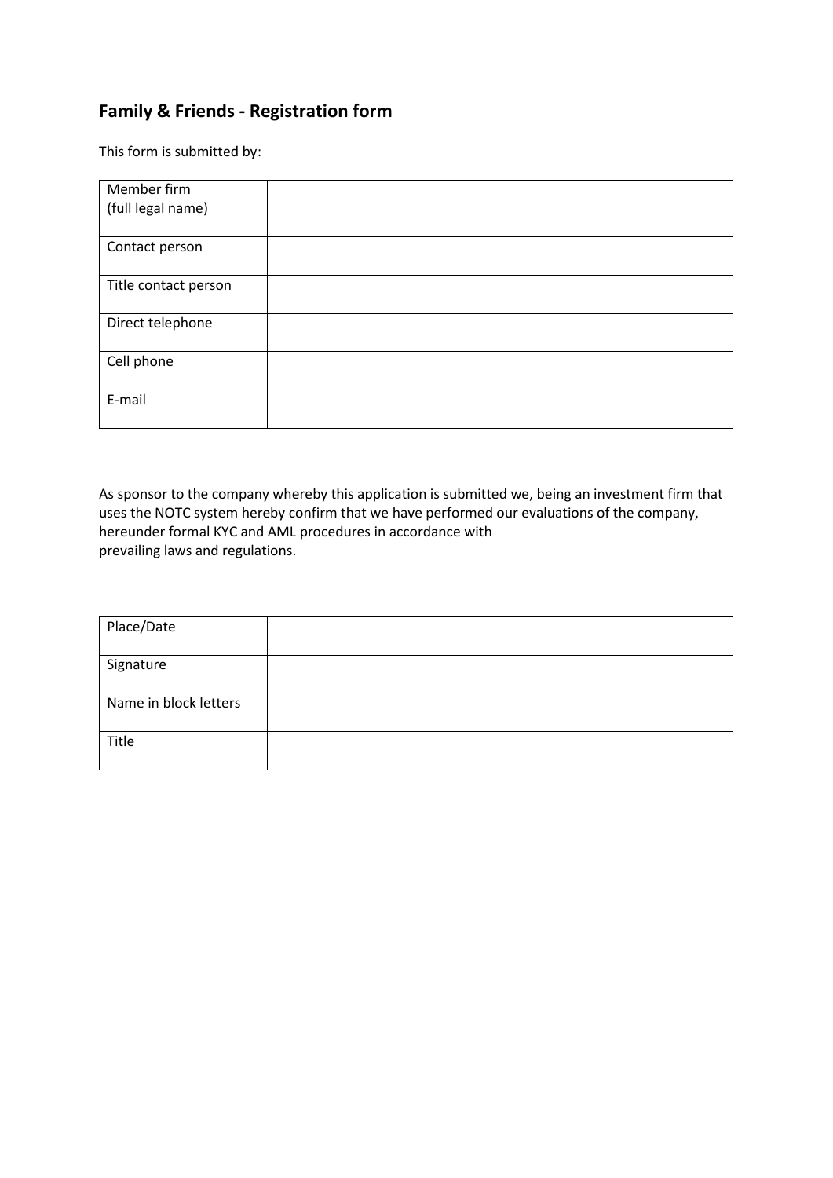## Family & Friends - Registration form

This form is submitted by:

| Member firm (full legal name) | |
|---|---|
| Contact person | |
| Title contact person | |
| Direct telephone | |
| Cell phone | |
| E-mail | |

As sponsor to the company whereby this application is submitted we, being an investment firm that uses the NOTC system hereby confirm that we have performed our evaluations of the company, hereunder formal KYC and AML procedures in accordance with prevailing laws and regulations.

| Place/Date | |
|---|---|
| Signature | |
| Name in block letters | |
| Title | |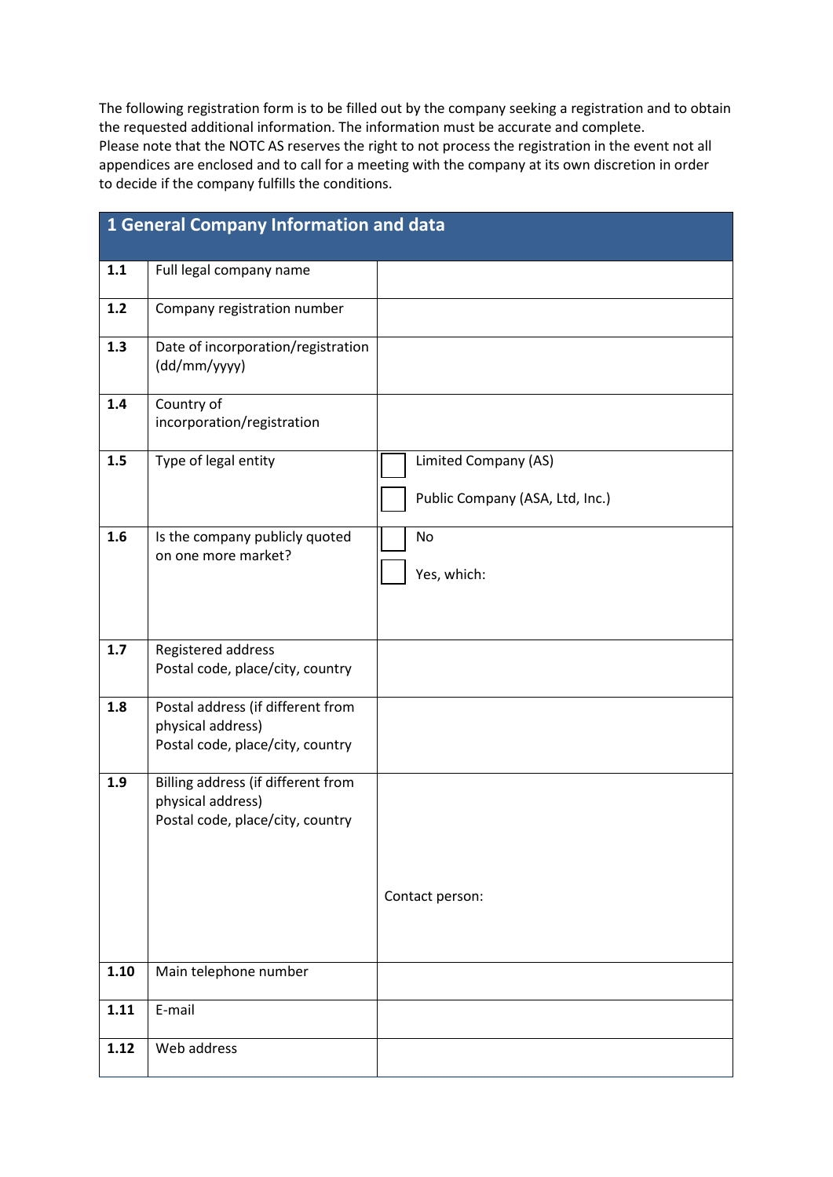The following registration form is to be filled out by the company seeking a registration and to obtain the requested additional information. The information must be accurate and complete.
Please note that the NOTC AS reserves the right to not process the registration in the event not all appendices are enclosed and to call for a meeting with the company at its own discretion in order to decide if the company fulfills the conditions.

| 1 General Company Information and data | | |
|---|---|---|
| **1.1** | Full legal company name | |
| **1.2** | Company registration number | |
| **1.3** | Date of incorporation/registration (dd/mm/yyyy) | |
| **1.4** | Country of incorporation/registration | |
| **1.5** | Type of legal entity | ☐ Limited Company (AS)<br>☐ Public Company (ASA, Ltd, Inc.) |
| **1.6** | Is the company publicly quoted on one more market? | ☐ No<br>☐ Yes, which: |
| **1.7** | Registered address<br>Postal code, place/city, country | |
| **1.8** | Postal address (if different from physical address)<br>Postal code, place/city, country | |
| **1.9** | Billing address (if different from physical address)<br>Postal code, place/city, country | Contact person: |
| **1.10** | Main telephone number | |
| **1.11** | E-mail | |
| **1.12** | Web address | |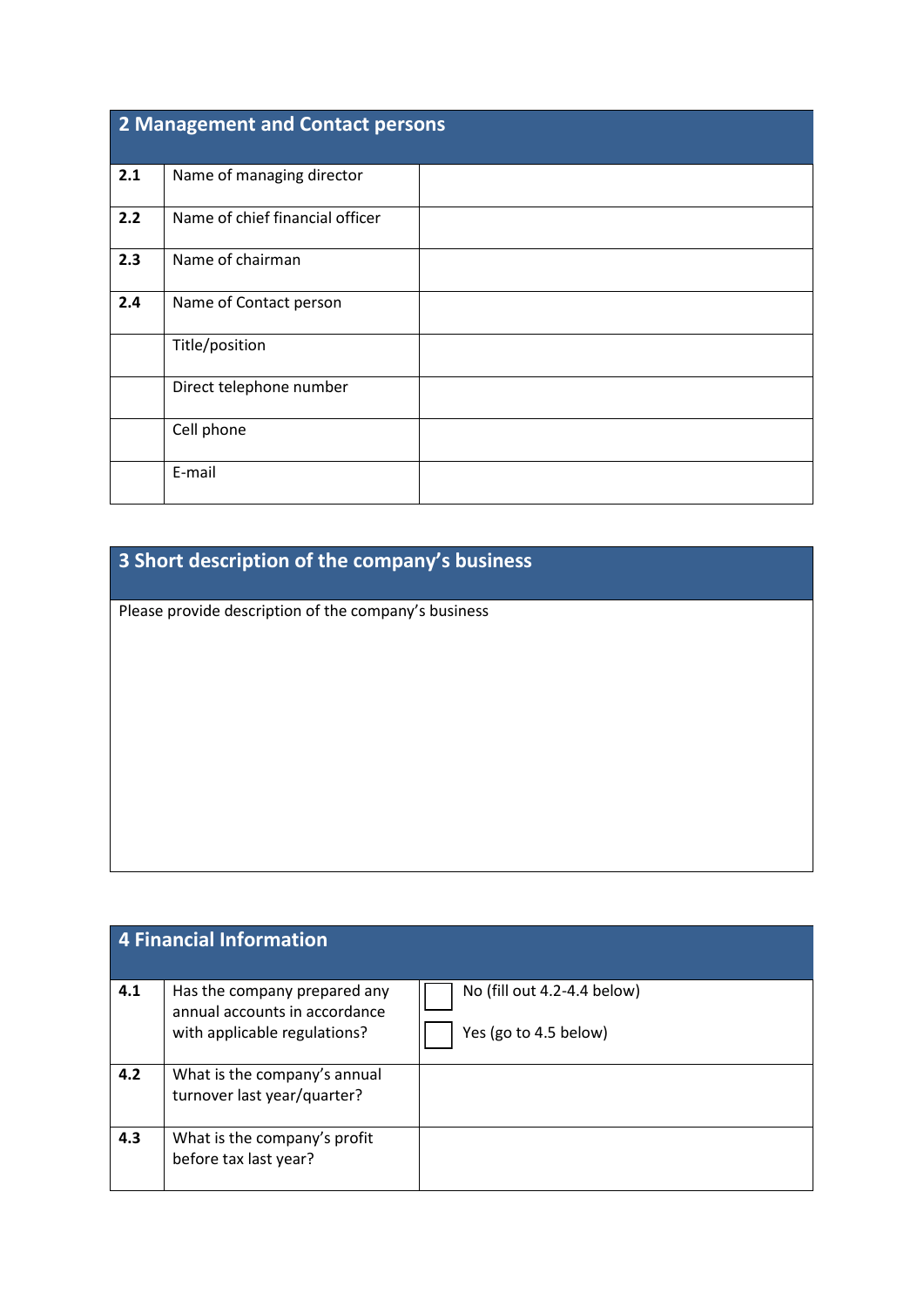## 2 Management and Contact persons

| | | |
|---|---|---|
| **2.1** | Name of managing director | |
| **2.2** | Name of chief financial officer | |
| **2.3** | Name of chairman | |
| **2.4** | Name of Contact person | |
| | Title/position | |
| | Direct telephone number | |
| | Cell phone | |
| | E-mail | |

## 3 Short description of the company's business

Please provide description of the company's business

## 4 Financial Information

| | | |
|---|---|---|
| **4.1** | Has the company prepared any annual accounts in accordance with applicable regulations? | ☐ No (fill out 4.2-4.4 below)<br>☐ Yes (go to 4.5 below) |
| **4.2** | What is the company's annual turnover last year/quarter? | |
| **4.3** | What is the company's profit before tax last year? | |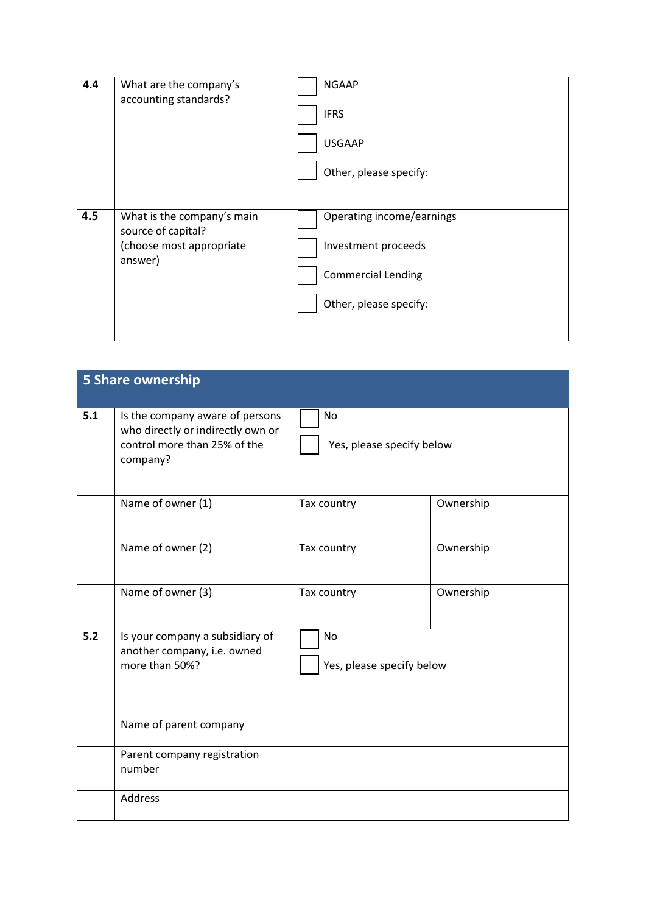| | | |
|---|---|---|
| **4.4** | What are the company's accounting standards? | ☐ NGAAP<br>☐ IFRS<br>☐ USGAAP<br>☐ Other, please specify: |
| **4.5** | What is the company's main source of capital?<br>(choose most appropriate answer) | ☐ Operating income/earnings<br>☐ Investment proceeds<br>☐ Commercial Lending<br>☐ Other, please specify: |

## 5 Share ownership

| | | | |
|---|---|---|---|
| **5.1** | Is the company aware of persons who directly or indirectly own or control more than 25% of the company? | ☐ No<br>☐ Yes, please specify below | |
| | Name of owner (1) | Tax country | Ownership |
| | Name of owner (2) | Tax country | Ownership |
| | Name of owner (3) | Tax country | Ownership |
| **5.2** | Is your company a subsidiary of another company, i.e. owned more than 50%? | ☐ No<br>☐ Yes, please specify below | |
| | Name of parent company | | |
| | Parent company registration number | | |
| | Address | | |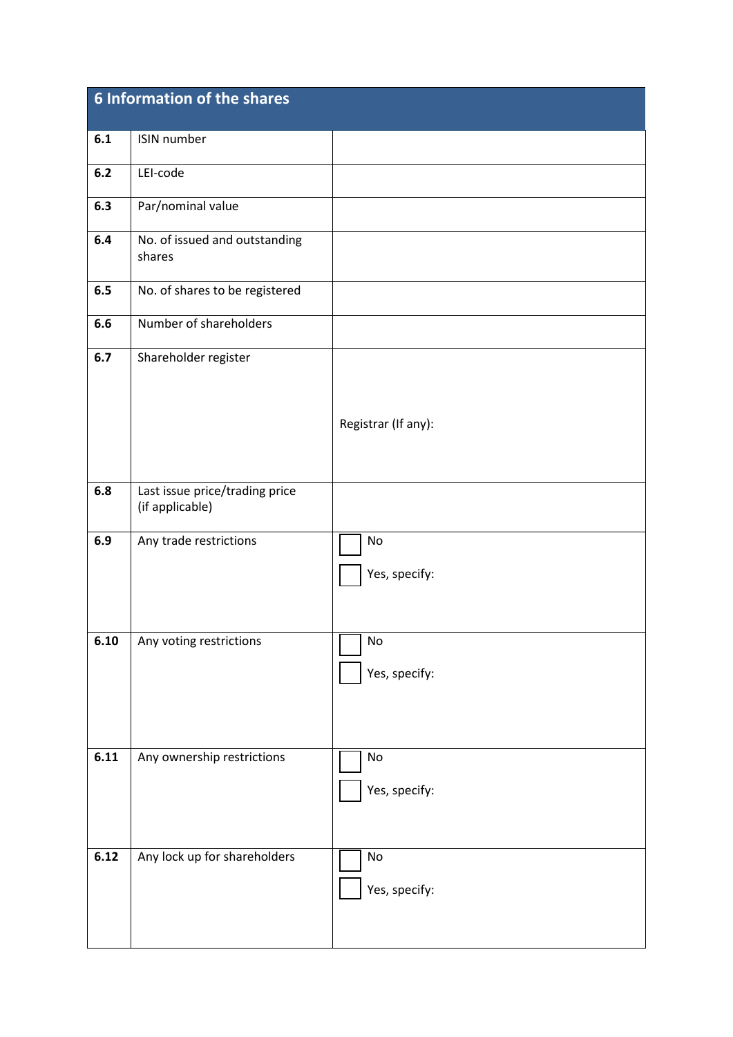## 6 Information of the shares

| | | |
|---|---|---|
| **6.1** | ISIN number | |
| **6.2** | LEI-code | |
| **6.3** | Par/nominal value | |
| **6.4** | No. of issued and outstanding shares | |
| **6.5** | No. of shares to be registered | |
| **6.6** | Number of shareholders | |
| **6.7** | Shareholder register | Registrar (If any): |
| **6.8** | Last issue price/trading price (if applicable) | |
| **6.9** | Any trade restrictions | ☐ No<br>☐ Yes, specify: |
| **6.10** | Any voting restrictions | ☐ No<br>☐ Yes, specify: |
| **6.11** | Any ownership restrictions | ☐ No<br>☐ Yes, specify: |
| **6.12** | Any lock up for shareholders | ☐ No<br>☐ Yes, specify: |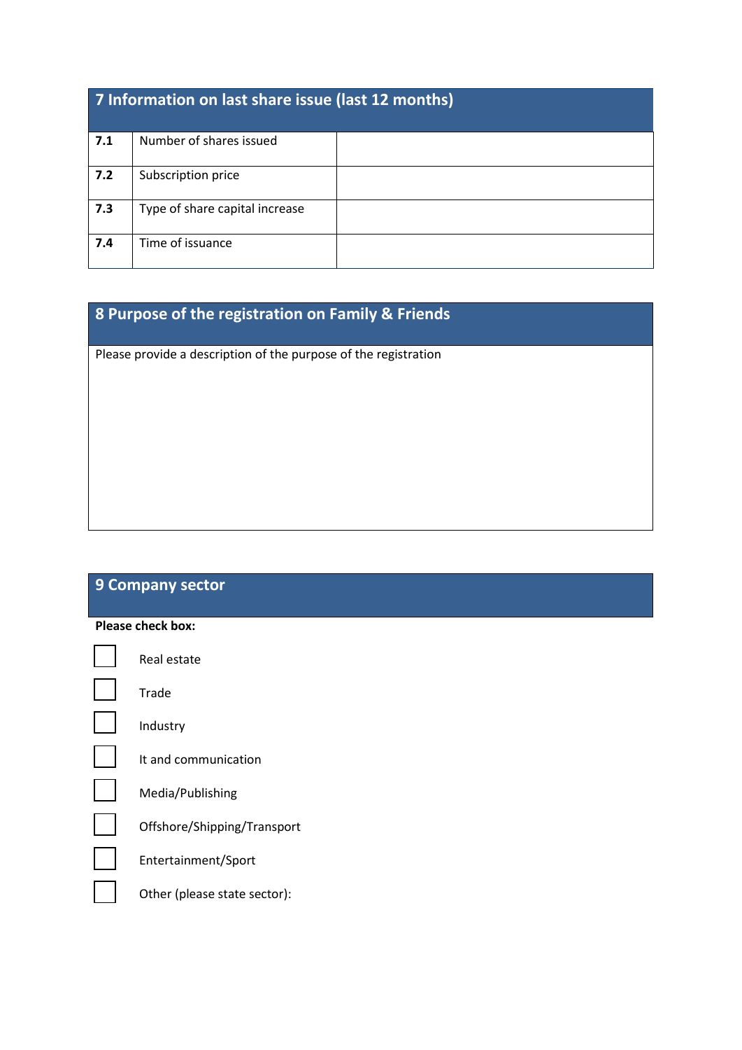## 7 Information on last share issue (last 12 months)

| | | |
|---|---|---|
| **7.1** | Number of shares issued | |
| **7.2** | Subscription price | |
| **7.3** | Type of share capital increase | |
| **7.4** | Time of issuance | |

## 8 Purpose of the registration on Family & Friends

Please provide a description of the purpose of the registration

## 9 Company sector

**Please check box:**

- [ ] Real estate
- [ ] Trade
- [ ] Industry
- [ ] It and communication
- [ ] Media/Publishing
- [ ] Offshore/Shipping/Transport
- [ ] Entertainment/Sport
- [ ] Other (please state sector):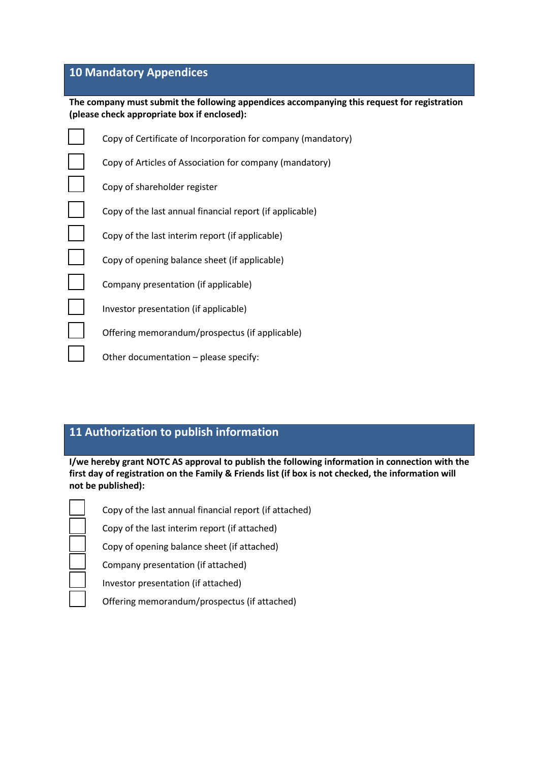## 10 Mandatory Appendices

**The company must submit the following appendices accompanying this request for registration (please check appropriate box if enclosed):**

- ☐ Copy of Certificate of Incorporation for company (mandatory)
- ☐ Copy of Articles of Association for company (mandatory)
- ☐ Copy of shareholder register
- ☐ Copy of the last annual financial report (if applicable)
- ☐ Copy of the last interim report (if applicable)
- ☐ Copy of opening balance sheet (if applicable)
- ☐ Company presentation (if applicable)
- ☐ Investor presentation (if applicable)
- ☐ Offering memorandum/prospectus (if applicable)
- ☐ Other documentation – please specify:

## 11 Authorization to publish information

**I/we hereby grant NOTC AS approval to publish the following information in connection with the first day of registration on the Family & Friends list (if box is not checked, the information will not be published):**

- ☐ Copy of the last annual financial report (if attached)
- ☐ Copy of the last interim report (if attached)
- ☐ Copy of opening balance sheet (if attached)
- ☐ Company presentation (if attached)
- ☐ Investor presentation (if attached)
- ☐ Offering memorandum/prospectus (if attached)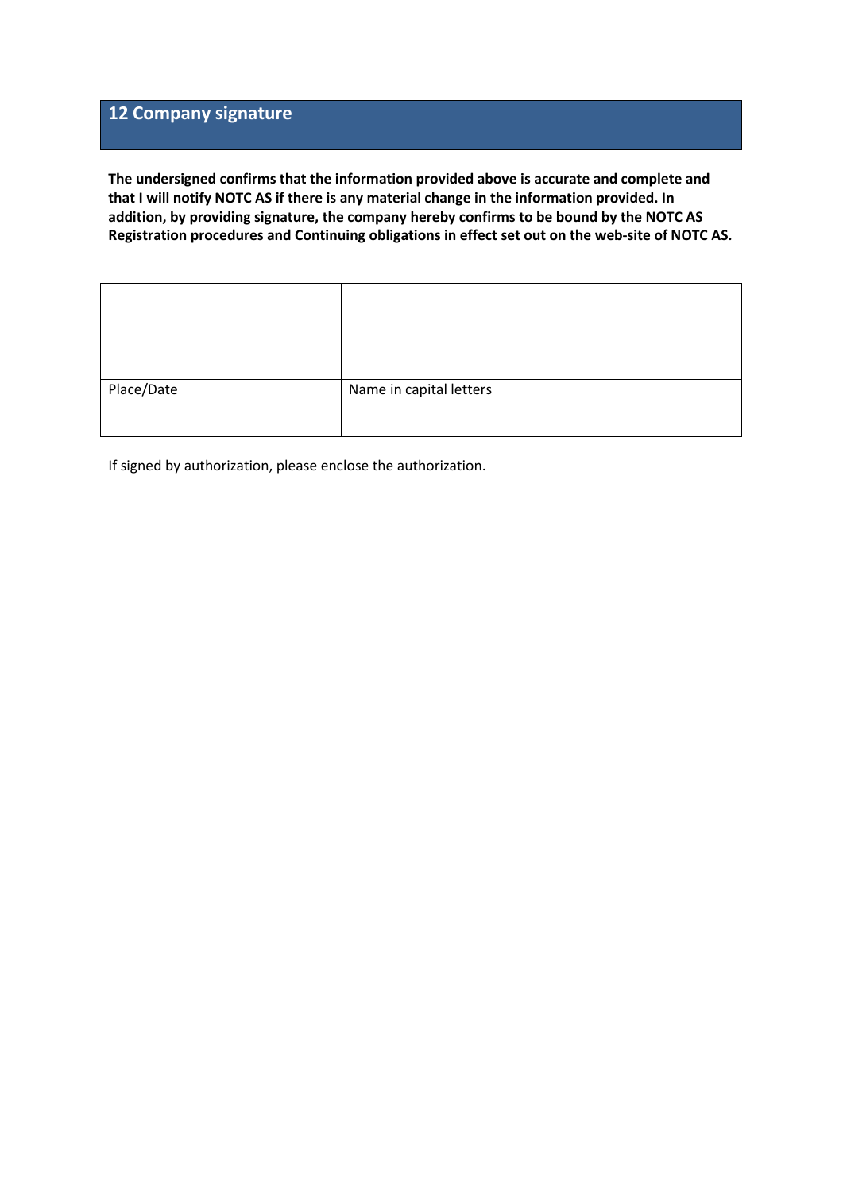## 12 Company signature

**The undersigned confirms that the information provided above is accurate and complete and that I will notify NOTC AS if there is any material change in the information provided. In addition, by providing signature, the company hereby confirms to be bound by the NOTC AS Registration procedures and Continuing obligations in effect set out on the web-site of NOTC AS.**

| | |
|---|---|
| | |
| Place/Date | Name in capital letters |

If signed by authorization, please enclose the authorization.